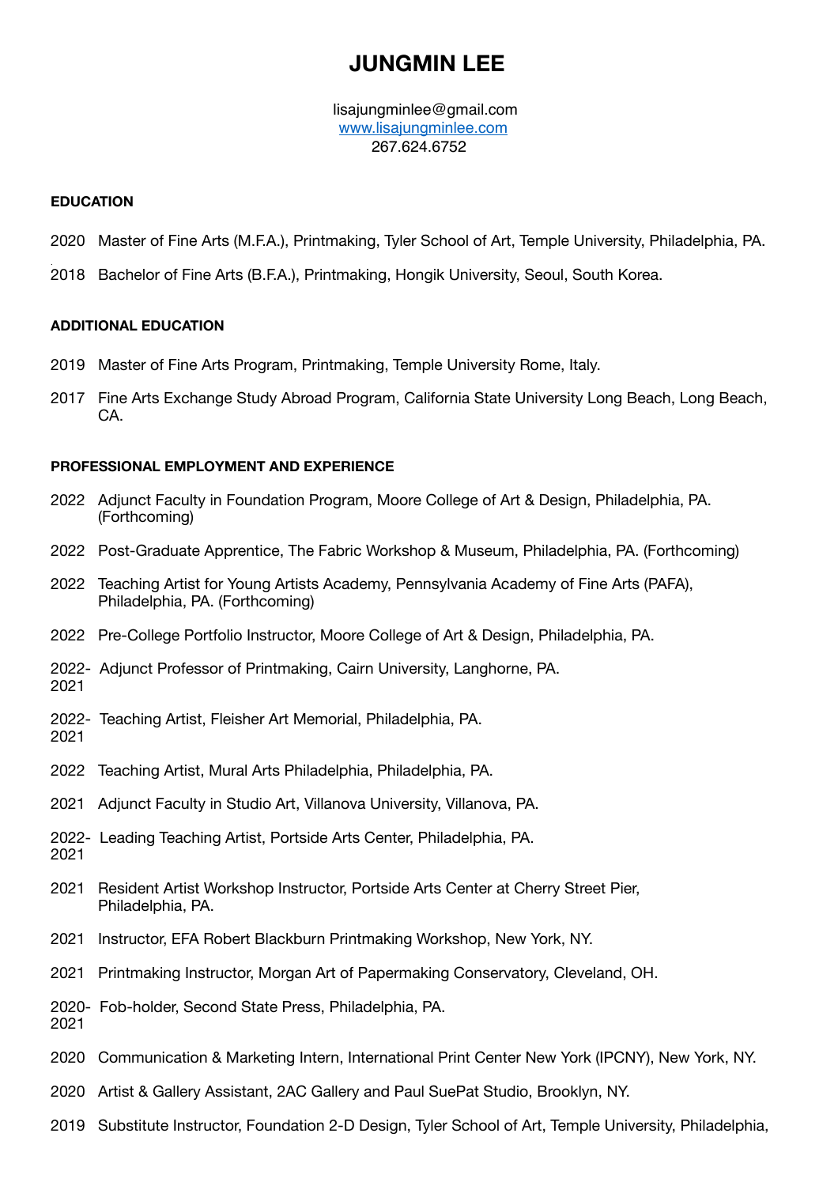# JUNGMIN LEE

lisajungminlee@gmail.com
www.lisajungminlee.com
267.624.6752

**EDUCATION**

2020 Master of Fine Arts (M.F.A.), Printmaking, Tyler School of Art, Temple University, Philadelphia, PA.

2018 Bachelor of Fine Arts (B.F.A.), Printmaking, Hongik University, Seoul, South Korea.

**ADDITIONAL EDUCATION**

2019 Master of Fine Arts Program, Printmaking, Temple University Rome, Italy.

2017 Fine Arts Exchange Study Abroad Program, California State University Long Beach, Long Beach, CA.

**PROFESSIONAL EMPLOYMENT AND EXPERIENCE**

2022 Adjunct Faculty in Foundation Program, Moore College of Art & Design, Philadelphia, PA. (Forthcoming)

2022 Post-Graduate Apprentice, The Fabric Workshop & Museum, Philadelphia, PA. (Forthcoming)

2022 Teaching Artist for Young Artists Academy, Pennsylvania Academy of Fine Arts (PAFA), Philadelphia, PA. (Forthcoming)

2022 Pre-College Portfolio Instructor, Moore College of Art & Design, Philadelphia, PA.

2022-2021 Adjunct Professor of Printmaking, Cairn University, Langhorne, PA.

2022-2021 Teaching Artist, Fleisher Art Memorial, Philadelphia, PA.

2022 Teaching Artist, Mural Arts Philadelphia, Philadelphia, PA.

2021 Adjunct Faculty in Studio Art, Villanova University, Villanova, PA.

2022-2021 Leading Teaching Artist, Portside Arts Center, Philadelphia, PA.

2021 Resident Artist Workshop Instructor, Portside Arts Center at Cherry Street Pier, Philadelphia, PA.

2021 Instructor, EFA Robert Blackburn Printmaking Workshop, New York, NY.

2021 Printmaking Instructor, Morgan Art of Papermaking Conservatory, Cleveland, OH.

2020-2021 Fob-holder, Second State Press, Philadelphia, PA.

2020 Communication & Marketing Intern, International Print Center New York (IPCNY), New York, NY.

2020 Artist & Gallery Assistant, 2AC Gallery and Paul SuePat Studio, Brooklyn, NY.

2019 Substitute Instructor, Foundation 2-D Design, Tyler School of Art, Temple University, Philadelphia,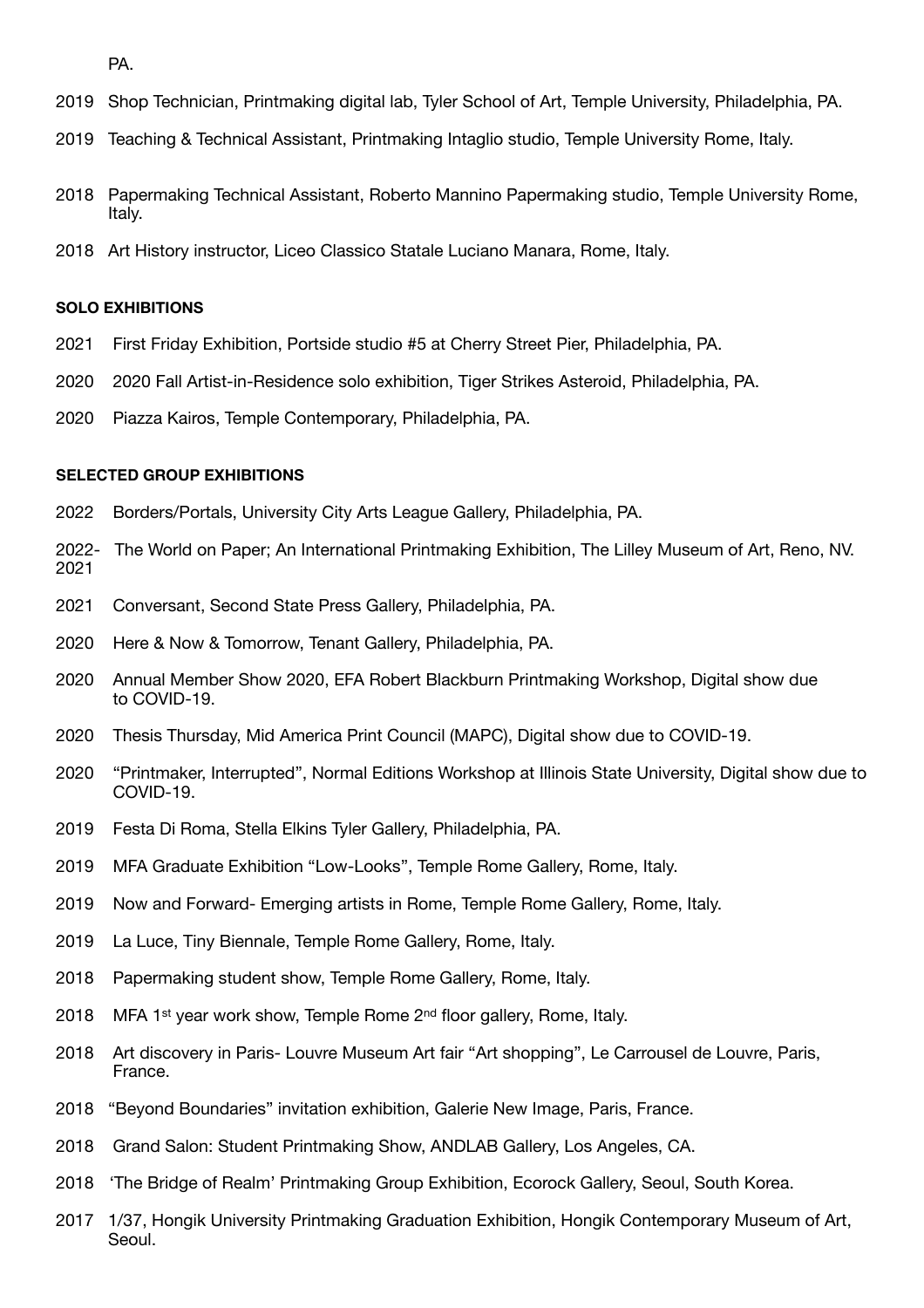PA.

2019 Shop Technician, Printmaking digital lab, Tyler School of Art, Temple University, Philadelphia, PA.

2019 Teaching & Technical Assistant, Printmaking Intaglio studio, Temple University Rome, Italy.

2018 Papermaking Technical Assistant, Roberto Mannino Papermaking studio, Temple University Rome, Italy.

2018 Art History instructor, Liceo Classico Statale Luciano Manara, Rome, Italy.

**SOLO EXHIBITIONS**

2021 First Friday Exhibition, Portside studio #5 at Cherry Street Pier, Philadelphia, PA.

2020 2020 Fall Artist-in-Residence solo exhibition, Tiger Strikes Asteroid, Philadelphia, PA.

2020 Piazza Kairos, Temple Contemporary, Philadelphia, PA.

**SELECTED GROUP EXHIBITIONS**

2022 Borders/Portals, University City Arts League Gallery, Philadelphia, PA.

2022-2021 The World on Paper; An International Printmaking Exhibition, The Lilley Museum of Art, Reno, NV.

2021 Conversant, Second State Press Gallery, Philadelphia, PA.

2020 Here & Now & Tomorrow, Tenant Gallery, Philadelphia, PA.

2020 Annual Member Show 2020, EFA Robert Blackburn Printmaking Workshop, Digital show due to COVID-19.

2020 Thesis Thursday, Mid America Print Council (MAPC), Digital show due to COVID-19.

2020 "Printmaker, Interrupted", Normal Editions Workshop at Illinois State University, Digital show due to COVID-19.

2019 Festa Di Roma, Stella Elkins Tyler Gallery, Philadelphia, PA.

2019 MFA Graduate Exhibition "Low-Looks", Temple Rome Gallery, Rome, Italy.

2019 Now and Forward- Emerging artists in Rome, Temple Rome Gallery, Rome, Italy.

2019 La Luce, Tiny Biennale, Temple Rome Gallery, Rome, Italy.

2018 Papermaking student show, Temple Rome Gallery, Rome, Italy.

2018 MFA 1st year work show, Temple Rome 2nd floor gallery, Rome, Italy.

2018 Art discovery in Paris- Louvre Museum Art fair "Art shopping", Le Carrousel de Louvre, Paris, France.

2018 "Beyond Boundaries" invitation exhibition, Galerie New Image, Paris, France.

2018 Grand Salon: Student Printmaking Show, ANDLAB Gallery, Los Angeles, CA.

2018 'The Bridge of Realm' Printmaking Group Exhibition, Ecorock Gallery, Seoul, South Korea.

2017 1/37, Hongik University Printmaking Graduation Exhibition, Hongik Contemporary Museum of Art, Seoul.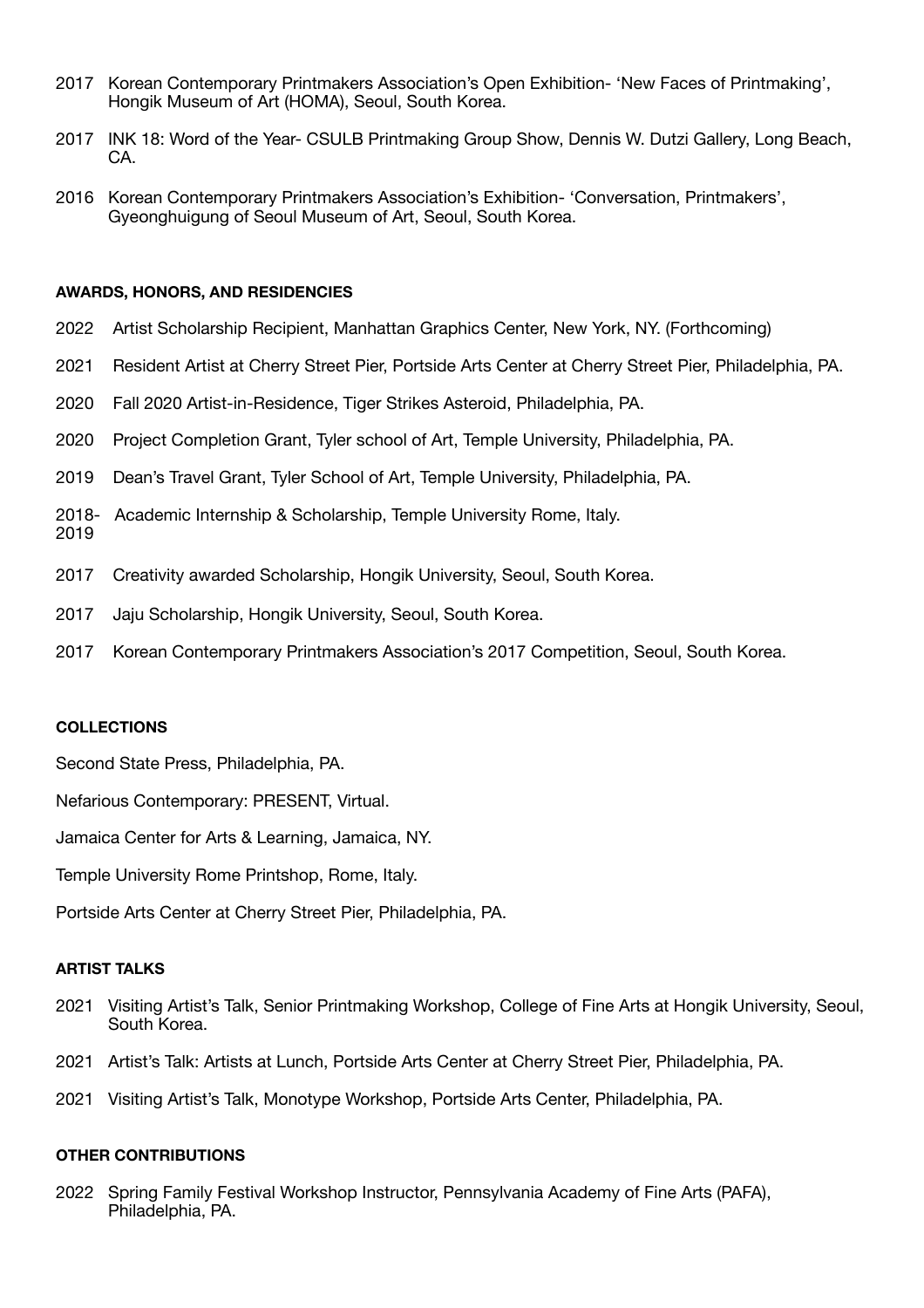2017 Korean Contemporary Printmakers Association's Open Exhibition- 'New Faces of Printmaking', Hongik Museum of Art (HOMA), Seoul, South Korea.

2017 INK 18: Word of the Year- CSULB Printmaking Group Show, Dennis W. Dutzi Gallery, Long Beach, CA.

2016 Korean Contemporary Printmakers Association's Exhibition- 'Conversation, Printmakers', Gyeonghuigung of Seoul Museum of Art, Seoul, South Korea.

**AWARDS, HONORS, AND RESIDENCIES**

2022 Artist Scholarship Recipient, Manhattan Graphics Center, New York, NY. (Forthcoming)

2021 Resident Artist at Cherry Street Pier, Portside Arts Center at Cherry Street Pier, Philadelphia, PA.

2020 Fall 2020 Artist-in-Residence, Tiger Strikes Asteroid, Philadelphia, PA.

2020 Project Completion Grant, Tyler school of Art, Temple University, Philadelphia, PA.

2019 Dean's Travel Grant, Tyler School of Art, Temple University, Philadelphia, PA.

2018-2019 Academic Internship & Scholarship, Temple University Rome, Italy.

2017 Creativity awarded Scholarship, Hongik University, Seoul, South Korea.

2017 Jaju Scholarship, Hongik University, Seoul, South Korea.

2017 Korean Contemporary Printmakers Association's 2017 Competition, Seoul, South Korea.

**COLLECTIONS**

Second State Press, Philadelphia, PA.

Nefarious Contemporary: PRESENT, Virtual.

Jamaica Center for Arts & Learning, Jamaica, NY.

Temple University Rome Printshop, Rome, Italy.

Portside Arts Center at Cherry Street Pier, Philadelphia, PA.

**ARTIST TALKS**

2021 Visiting Artist's Talk, Senior Printmaking Workshop, College of Fine Arts at Hongik University, Seoul, South Korea.

2021 Artist's Talk: Artists at Lunch, Portside Arts Center at Cherry Street Pier, Philadelphia, PA.

2021 Visiting Artist's Talk, Monotype Workshop, Portside Arts Center, Philadelphia, PA.

**OTHER CONTRIBUTIONS**

2022 Spring Family Festival Workshop Instructor, Pennsylvania Academy of Fine Arts (PAFA), Philadelphia, PA.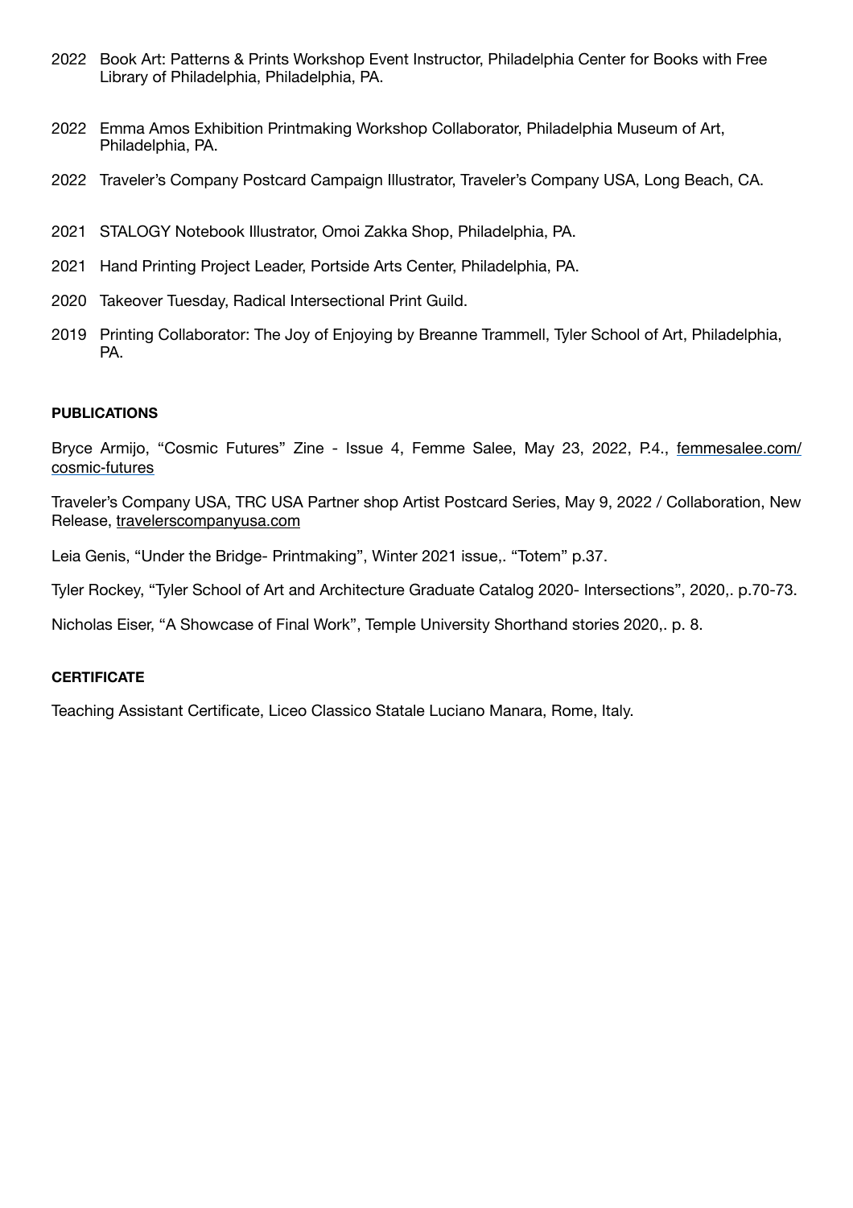2022 Book Art: Patterns & Prints Workshop Event Instructor, Philadelphia Center for Books with Free Library of Philadelphia, Philadelphia, PA.

2022 Emma Amos Exhibition Printmaking Workshop Collaborator, Philadelphia Museum of Art, Philadelphia, PA.

2022 Traveler's Company Postcard Campaign Illustrator, Traveler's Company USA, Long Beach, CA.

2021 STALOGY Notebook Illustrator, Omoi Zakka Shop, Philadelphia, PA.

2021 Hand Printing Project Leader, Portside Arts Center, Philadelphia, PA.

2020 Takeover Tuesday, Radical Intersectional Print Guild.

2019 Printing Collaborator: The Joy of Enjoying by Breanne Trammell, Tyler School of Art, Philadelphia, PA.

**PUBLICATIONS**

Bryce Armijo, "Cosmic Futures" Zine - Issue 4, Femme Salee, May 23, 2022, P.4., femmesalee.com/cosmic-futures

Traveler's Company USA, TRC USA Partner shop Artist Postcard Series, May 9, 2022 / Collaboration, New Release, travelerscompanyusa.com

Leia Genis, "Under the Bridge- Printmaking", Winter 2021 issue,. "Totem" p.37.

Tyler Rockey, "Tyler School of Art and Architecture Graduate Catalog 2020- Intersections", 2020,. p.70-73.

Nicholas Eiser, "A Showcase of Final Work", Temple University Shorthand stories 2020,. p. 8.

**CERTIFICATE**

Teaching Assistant Certificate, Liceo Classico Statale Luciano Manara, Rome, Italy.